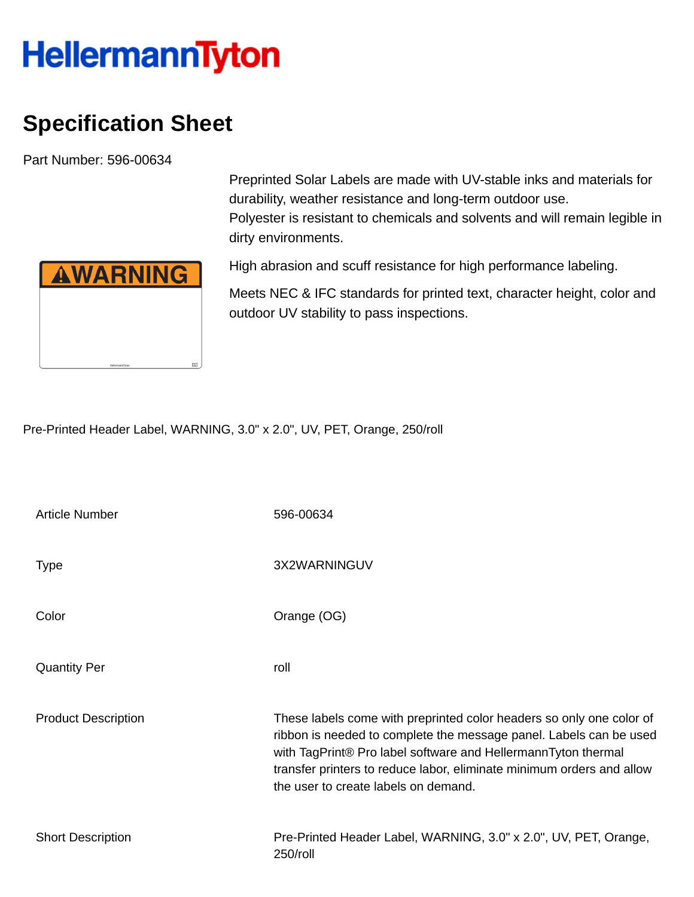HellermannTyton

# Specification Sheet

Part Number: 596-00634

Preprinted Solar Labels are made with UV-stable inks and materials for durability, weather resistance and long-term outdoor use.
Polyester is resistant to chemicals and solvents and will remain legible in dirty environments.

High abrasion and scuff resistance for high performance labeling.

Meets NEC & IFC standards for printed text, character height, color and outdoor UV stability to pass inspections.

Pre-Printed Header Label, WARNING, 3.0" x 2.0", UV, PET, Orange, 250/roll

| | |
|---|---|
| Article Number | 596-00634 |
| Type | 3X2WARNINGUV |
| Color | Orange (OG) |
| Quantity Per | roll |
| Product Description | These labels come with preprinted color headers so only one color of ribbon is needed to complete the message panel. Labels can be used with TagPrint® Pro label software and HellermannTyton thermal transfer printers to reduce labor, eliminate minimum orders and allow the user to create labels on demand. |
| Short Description | Pre-Printed Header Label, WARNING, 3.0" x 2.0", UV, PET, Orange, 250/roll |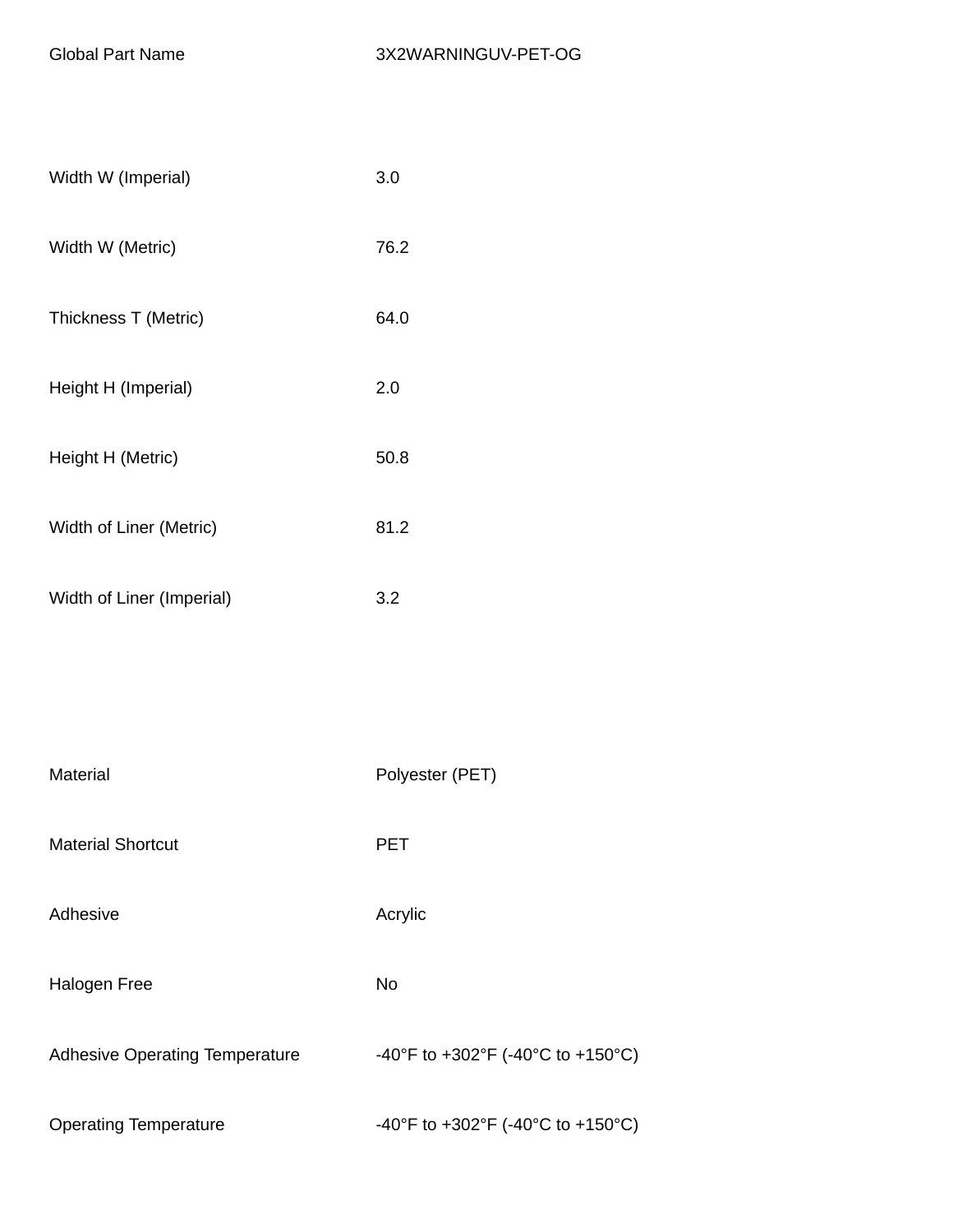| | |
|---|---|
| Global Part Name | 3X2WARNINGUV-PET-OG |

| | |
|---|---|
| Width W (Imperial) | 3.0 |
| Width W (Metric) | 76.2 |
| Thickness T (Metric) | 64.0 |
| Height H (Imperial) | 2.0 |
| Height H (Metric) | 50.8 |
| Width of Liner (Metric) | 81.2 |
| Width of Liner (Imperial) | 3.2 |

| | |
|---|---|
| Material | Polyester (PET) |
| Material Shortcut | PET |
| Adhesive | Acrylic |
| Halogen Free | No |
| Adhesive Operating Temperature | -40°F to +302°F (-40°C to +150°C) |
| Operating Temperature | -40°F to +302°F (-40°C to +150°C) |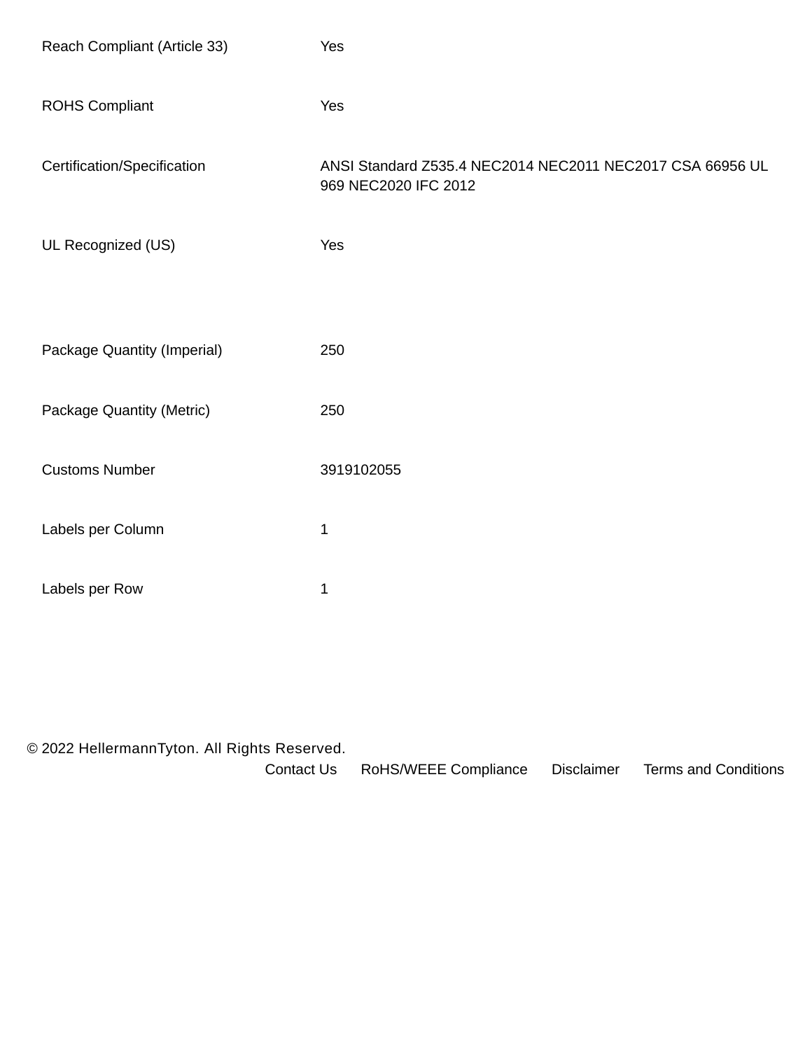| | |
|---|---|
| Reach Compliant (Article 33) | Yes |
| ROHS Compliant | Yes |
| Certification/Specification | ANSI Standard Z535.4 NEC2014 NEC2011 NEC2017 CSA 66956 UL 969 NEC2020 IFC 2012 |
| UL Recognized (US) | Yes |

| | |
|---|---|
| Package Quantity (Imperial) | 250 |
| Package Quantity (Metric) | 250 |
| Customs Number | 3919102055 |
| Labels per Column | 1 |
| Labels per Row | 1 |

© 2022 HellermannTyton. All Rights Reserved.

Contact Us RoHS/WEEE Compliance Disclaimer Terms and Conditions